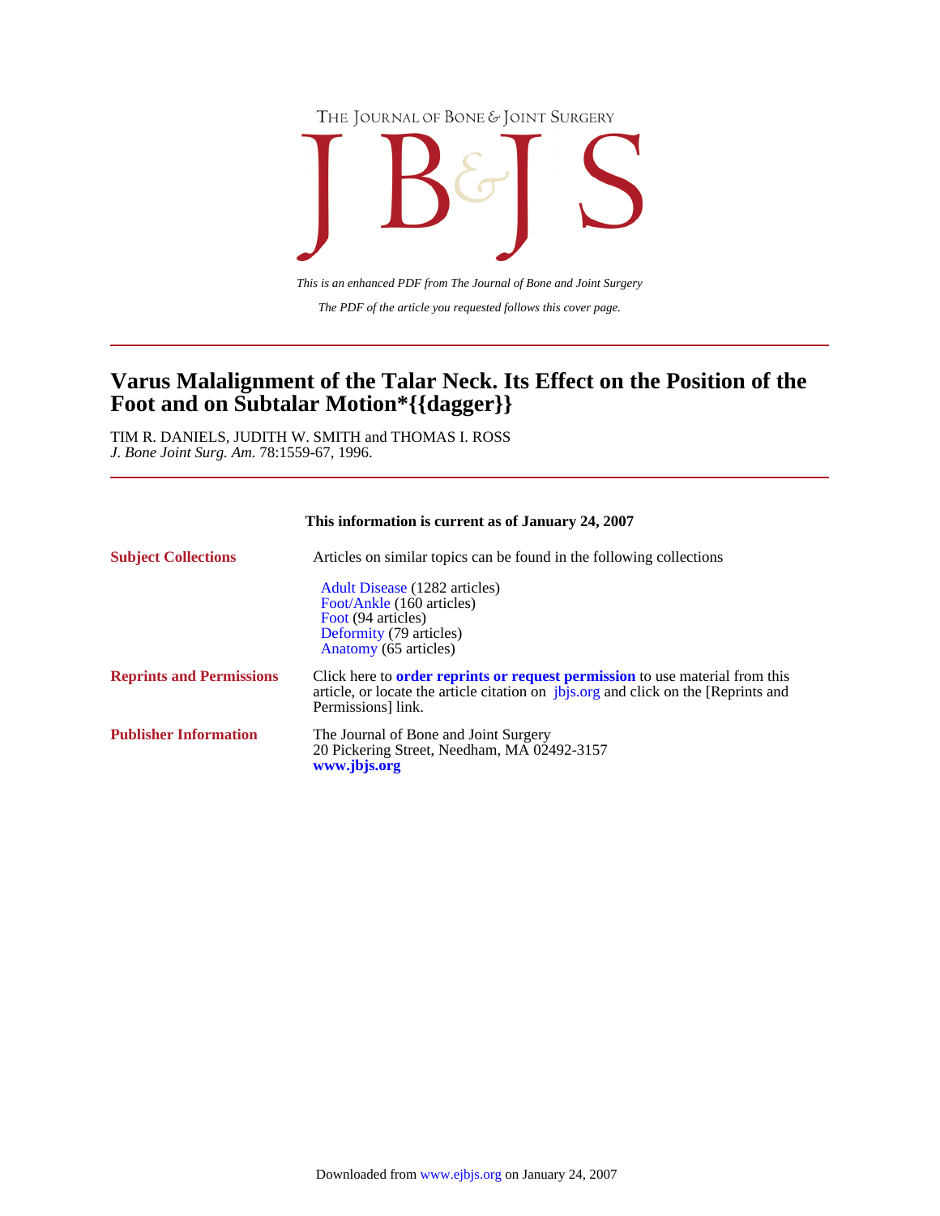THE JOURNAL OF BONE & JOINT SURGERY

# JB&JS

*This is an enhanced PDF from The Journal of Bone and Joint Surgery*

*The PDF of the article you requested follows this cover page.*

---

# Varus Malalignment of the Talar Neck. Its Effect on the Position of the Foot and on Subtalar Motion*{{dagger}}

TIM R. DANIELS, JUDITH W. SMITH and THOMAS I. ROSS
*J. Bone Joint Surg. Am.* 78:1559-67, 1996.

---

**This information is current as of January 24, 2007**

**Subject Collections**

Articles on similar topics can be found in the following collections

- Adult Disease (1282 articles)
- Foot/Ankle (160 articles)
- Foot (94 articles)
- Deformity (79 articles)
- Anatomy (65 articles)

**Reprints and Permissions**

Click here to **order reprints or request permission** to use material from this article, or locate the article citation on jbjs.org and click on the [Reprints and Permissions] link.

**Publisher Information**

The Journal of Bone and Joint Surgery
20 Pickering Street, Needham, MA 02492-3157
**www.jbjs.org**

Downloaded from www.ejbjs.org on January 24, 2007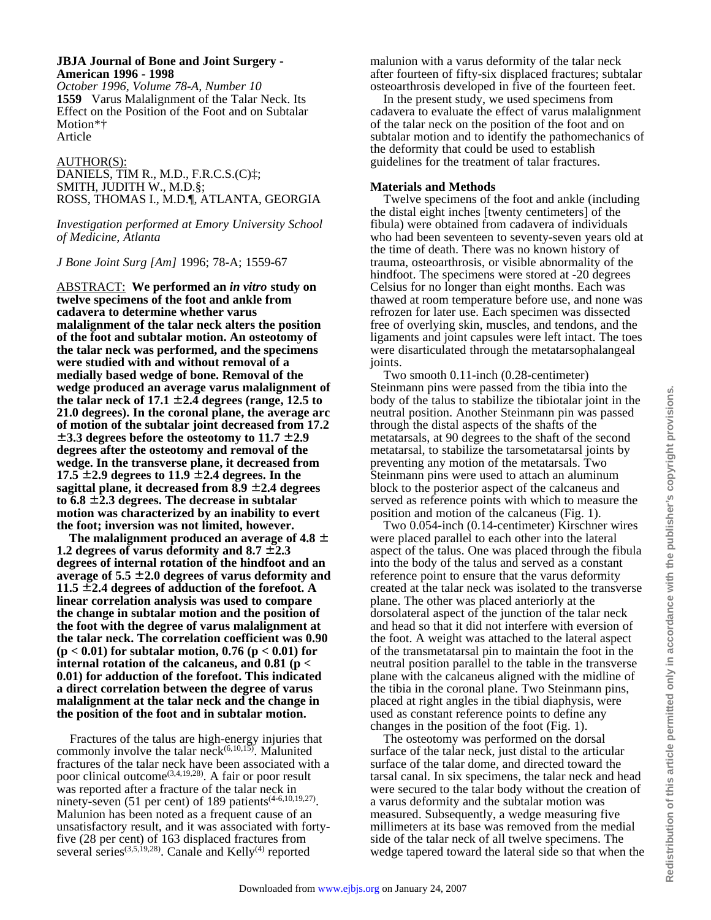**JBJA Journal of Bone and Joint Surgery - American 1996 - 1998**
*October 1996, Volume 78-A, Number 10*
**1559** Varus Malalignment of the Talar Neck. Its Effect on the Position of the Foot and on Subtalar Motion*†
Article

AUTHOR(S):
DANIELS, TIM R., M.D., F.R.C.S.(C)‡;
SMITH, JUDITH W., M.D.§;
ROSS, THOMAS I., M.D.¶, ATLANTA, GEORGIA

*Investigation performed at Emory University School of Medicine, Atlanta*

*J Bone Joint Surg [Am]* 1996; 78-A; 1559-67

ABSTRACT: **We performed an *in vitro* study on twelve specimens of the foot and ankle from cadavera to determine whether varus malalignment of the talar neck alters the position of the foot and subtalar motion. An osteotomy of the talar neck was performed, and the specimens were studied with and without removal of a medially based wedge of bone. Removal of the wedge produced an average varus malalignment of the talar neck of 17.1 ± 2.4 degrees (range, 12.5 to 21.0 degrees). In the coronal plane, the average arc of motion of the subtalar joint decreased from 17.2 ± 3.3 degrees before the osteotomy to 11.7 ± 2.9 degrees after the osteotomy and removal of the wedge. In the transverse plane, it decreased from 17.5 ± 2.9 degrees to 11.9 ± 2.4 degrees. In the sagittal plane, it decreased from 8.9 ± 2.4 degrees to 6.8 ± 2.3 degrees. The decrease in subtalar motion was characterized by an inability to evert the foot; inversion was not limited, however.**

**The malalignment produced an average of 4.8 ± 1.2 degrees of varus deformity and 8.7 ± 2.3 degrees of internal rotation of the hindfoot and an average of 5.5 ± 2.0 degrees of varus deformity and 11.5 ± 2.4 degrees of adduction of the forefoot. A linear correlation analysis was used to compare the change in subtalar motion and the position of the foot with the degree of varus malalignment at the talar neck. The correlation coefficient was 0.90 ($p < 0.01$) for subtalar motion, 0.76 ($p < 0.01$) for internal rotation of the calcaneus, and 0.81 ($p < 0.01$) for adduction of the forefoot. This indicated a direct correlation between the degree of varus malalignment at the talar neck and the change in the position of the foot and in subtalar motion.**

Fractures of the talus are high-energy injuries that commonly involve the talar neck[6,10,15]. Malunited fractures of the talar neck have been associated with a poor clinical outcome[3,4,19,28]. A fair or poor result was reported after a fracture of the talar neck in ninety-seven (51 per cent) of 189 patients[4-6,10,19,27]. Malunion has been noted as a frequent cause of an unsatisfactory result, and it was associated with forty-five (28 per cent) of 163 displaced fractures from several series[3,5,19,28]. Canale and Kelly[4] reported malunion with a varus deformity of the talar neck after fourteen of fifty-six displaced fractures; subtalar osteoarthrosis developed in five of the fourteen feet.

In the present study, we used specimens from cadavera to evaluate the effect of varus malalignment of the talar neck on the position of the foot and on subtalar motion and to identify the pathomechanics of the deformity that could be used to establish guidelines for the treatment of talar fractures.

## Materials and Methods

Twelve specimens of the foot and ankle (including the distal eight inches [twenty centimeters] of the fibula) were obtained from cadavera of individuals who had been seventeen to seventy-seven years old at the time of death. There was no known history of trauma, osteoarthrosis, or visible abnormality of the hindfoot. The specimens were stored at -20 degrees Celsius for no longer than eight months. Each was thawed at room temperature before use, and none was refrozen for later use. Each specimen was dissected free of overlying skin, muscles, and tendons, and the ligaments and joint capsules were left intact. The toes were disarticulated through the metatarsophalangeal joints.

Two smooth 0.11-inch (0.28-centimeter) Steinmann pins were passed from the tibia into the body of the talus to stabilize the tibiotalar joint in the neutral position. Another Steinmann pin was passed through the distal aspects of the shafts of the metatarsals, at 90 degrees to the shaft of the second metatarsal, to stabilize the tarsometatarsal joints by preventing any motion of the metatarsals. Two Steinmann pins were used to attach an aluminum block to the posterior aspect of the calcaneus and served as reference points with which to measure the position and motion of the calcaneus (Fig. 1).

Two 0.054-inch (0.14-centimeter) Kirschner wires were placed parallel to each other into the lateral aspect of the talus. One was placed through the fibula into the body of the talus and served as a constant reference point to ensure that the varus deformity created at the talar neck was isolated to the transverse plane. The other was placed anteriorly at the dorsolateral aspect of the junction of the talar neck and head so that it did not interfere with eversion of the foot. A weight was attached to the lateral aspect of the transmetatarsal pin to maintain the foot in the neutral position parallel to the table in the transverse plane with the calcaneus aligned with the midline of the tibia in the coronal plane. Two Steinmann pins, placed at right angles in the tibial diaphysis, were used as constant reference points to define any changes in the position of the foot (Fig. 1).

The osteotomy was performed on the dorsal surface of the talar neck, just distal to the articular surface of the talar dome, and directed toward the tarsal canal. In six specimens, the talar neck and head were secured to the talar body without the creation of a varus deformity and the subtalar motion was measured. Subsequently, a wedge measuring five millimeters at its base was removed from the medial side of the talar neck of all twelve specimens. The wedge tapered toward the lateral side so that when the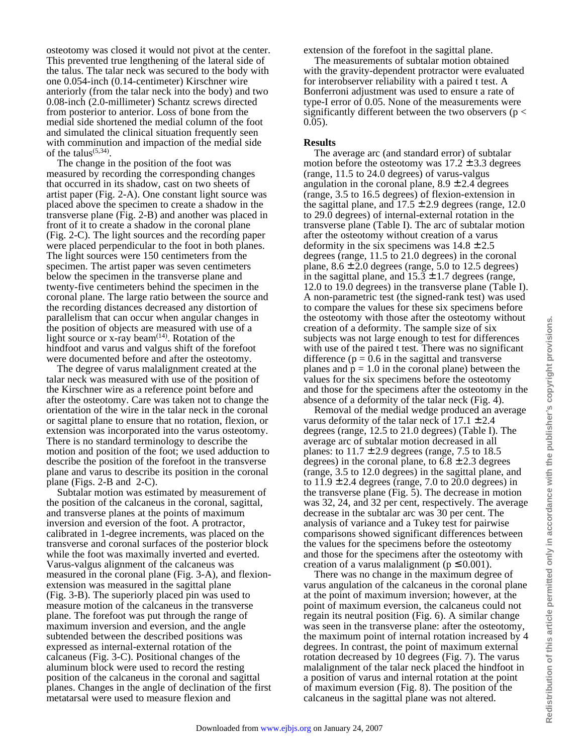osteotomy was closed it would not pivot at the center. This prevented true lengthening of the lateral side of the talus. The talar neck was secured to the body with one 0.054-inch (0.14-centimeter) Kirschner wire anteriorly (from the talar neck into the body) and two 0.08-inch (2.0-millimeter) Schantz screws directed from posterior to anterior. Loss of bone from the medial side shortened the medial column of the foot and simulated the clinical situation frequently seen with comminution and impaction of the medial side of the talus[5,34].

The change in the position of the foot was measured by recording the corresponding changes that occurred in its shadow, cast on two sheets of artist paper (Fig. 2-A). One constant light source was placed above the specimen to create a shadow in the transverse plane (Fig. 2-B) and another was placed in front of it to create a shadow in the coronal plane (Fig. 2-C). The light sources and the recording paper were placed perpendicular to the foot in both planes. The light sources were 150 centimeters from the specimen. The artist paper was seven centimeters below the specimen in the transverse plane and twenty-five centimeters behind the specimen in the coronal plane. The large ratio between the source and the recording distances decreased any distortion of parallelism that can occur when angular changes in the position of objects are measured with use of a light source or x-ray beam[14]. Rotation of the hindfoot and varus and valgus shift of the forefoot were documented before and after the osteotomy.

The degree of varus malalignment created at the talar neck was measured with use of the position of the Kirschner wire as a reference point before and after the osteotomy. Care was taken not to change the orientation of the wire in the talar neck in the coronal or sagittal plane to ensure that no rotation, flexion, or extension was incorporated into the varus osteotomy. There is no standard terminology to describe the motion and position of the foot; we used adduction to describe the position of the forefoot in the transverse plane and varus to describe its position in the coronal plane (Figs. 2-B and 2-C).

Subtalar motion was estimated by measurement of the position of the calcaneus in the coronal, sagittal, and transverse planes at the points of maximum inversion and eversion of the foot. A protractor, calibrated in 1-degree increments, was placed on the transverse and coronal surfaces of the posterior block while the foot was maximally inverted and everted. Varus-valgus alignment of the calcaneus was measured in the coronal plane (Fig. 3-A), and flexion-extension was measured in the sagittal plane (Fig. 3-B). The superiorly placed pin was used to measure motion of the calcaneus in the transverse plane. The forefoot was put through the range of maximum inversion and eversion, and the angle subtended between the described positions was expressed as internal-external rotation of the calcaneus (Fig. 3-C). Positional changes of the aluminum block were used to record the resting position of the calcaneus in the coronal and sagittal planes. Changes in the angle of declination of the first metatarsal were used to measure flexion and extension of the forefoot in the sagittal plane.

The measurements of subtalar motion obtained with the gravity-dependent protractor were evaluated for interobserver reliability with a paired t test. A Bonferroni adjustment was used to ensure a rate of type-I error of 0.05. None of the measurements were significantly different between the two observers ($p < 0.05$).

## Results

The average arc (and standard error) of subtalar motion before the osteotomy was 17.2 ± 3.3 degrees (range, 11.5 to 24.0 degrees) of varus-valgus angulation in the coronal plane, 8.9 ± 2.4 degrees (range, 3.5 to 16.5 degrees) of flexion-extension in the sagittal plane, and 17.5 ± 2.9 degrees (range, 12.0 to 29.0 degrees) of internal-external rotation in the transverse plane (Table I). The arc of subtalar motion after the osteotomy without creation of a varus deformity in the six specimens was 14.8 ± 2.5 degrees (range, 11.5 to 21.0 degrees) in the coronal plane, 8.6 ± 2.0 degrees (range, 5.0 to 12.5 degrees) in the sagittal plane, and 15.3 ± 1.7 degrees (range, 12.0 to 19.0 degrees) in the transverse plane (Table I). A non-parametric test (the signed-rank test) was used to compare the values for these six specimens before the osteotomy with those after the osteotomy without creation of a deformity. The sample size of six subjects was not large enough to test for differences with use of the paired t test. There was no significant difference ($p = 0.6$ in the sagittal and transverse planes and $p = 1.0$ in the coronal plane) between the values for the six specimens before the osteotomy and those for the specimens after the osteotomy in the absence of a deformity of the talar neck (Fig. 4).

Removal of the medial wedge produced an average varus deformity of the talar neck of 17.1 ± 2.4 degrees (range, 12.5 to 21.0 degrees) (Table I). The average arc of subtalar motion decreased in all planes: to 11.7 ± 2.9 degrees (range, 7.5 to 18.5 degrees) in the coronal plane, to 6.8 ± 2.3 degrees (range, 3.5 to 12.0 degrees) in the sagittal plane, and to 11.9 ± 2.4 degrees (range, 7.0 to 20.0 degrees) in the transverse plane (Fig. 5). The decrease in motion was 32, 24, and 32 per cent, respectively. The average decrease in the subtalar arc was 30 per cent. The analysis of variance and a Tukey test for pairwise comparisons showed significant differences between the values for the specimens before the osteotomy and those for the specimens after the osteotomy with creation of a varus malalignment ($p \leq 0.001$).

There was no change in the maximum degree of varus angulation of the calcaneus in the coronal plane at the point of maximum inversion; however, at the point of maximum eversion, the calcaneus could not regain its neutral position (Fig. 6). A similar change was seen in the transverse plane: after the osteotomy, the maximum point of internal rotation increased by 4 degrees. In contrast, the point of maximum external rotation decreased by 10 degrees (Fig. 7). The varus malalignment of the talar neck placed the hindfoot in a position of varus and internal rotation at the point of maximum eversion (Fig. 8). The position of the calcaneus in the sagittal plane was not altered.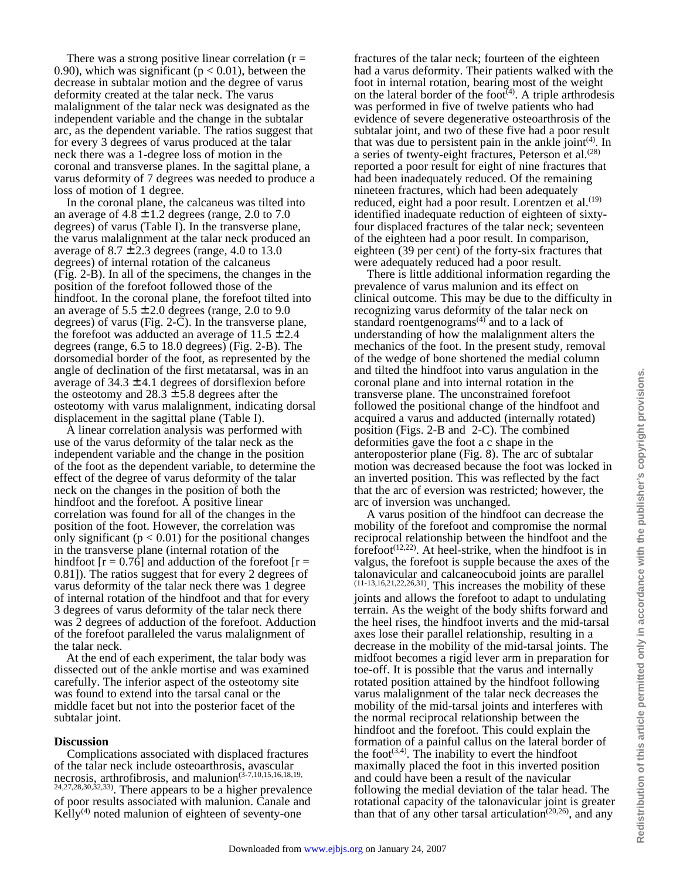There was a strong positive linear correlation ($r = 0.90$), which was significant ($p < 0.01$), between the decrease in subtalar motion and the degree of varus deformity created at the talar neck. The varus malalignment of the talar neck was designated as the independent variable and the change in the subtalar arc, as the dependent variable. The ratios suggest that for every 3 degrees of varus produced at the talar neck there was a 1-degree loss of motion in the coronal and transverse planes. In the sagittal plane, a varus deformity of 7 degrees was needed to produce a loss of motion of 1 degree.

In the coronal plane, the calcaneus was tilted into an average of $4.8 \pm 1.2$ degrees (range, 2.0 to 7.0 degrees) of varus (Table I). In the transverse plane, the varus malalignment at the talar neck produced an average of $8.7 \pm 2.3$ degrees (range, 4.0 to 13.0 degrees) of internal rotation of the calcaneus (Fig. 2-B). In all of the specimens, the changes in the position of the forefoot followed those of the hindfoot. In the coronal plane, the forefoot tilted into an average of $5.5 \pm 2.0$ degrees (range, 2.0 to 9.0 degrees) of varus (Fig. 2-C). In the transverse plane, the forefoot was adducted an average of $11.5 \pm 2.4$ degrees (range, 6.5 to 18.0 degrees) (Fig. 2-B). The dorsomedial border of the foot, as represented by the angle of declination of the first metatarsal, was in an average of $34.3 \pm 4.1$ degrees of dorsiflexion before the osteotomy and $28.3 \pm 5.8$ degrees after the osteotomy with varus malalignment, indicating dorsal displacement in the sagittal plane (Table I).

A linear correlation analysis was performed with use of the varus deformity of the talar neck as the independent variable and the change in the position of the foot as the dependent variable, to determine the effect of the degree of varus deformity of the talar neck on the changes in the position of both the hindfoot and the forefoot. A positive linear correlation was found for all of the changes in the position of the foot. However, the correlation was only significant ($p < 0.01$) for the positional changes in the transverse plane (internal rotation of the hindfoot [$r = 0.76$] and adduction of the forefoot [$r = 0.81$]). The ratios suggest that for every 2 degrees of varus deformity of the talar neck there was 1 degree of internal rotation of the hindfoot and that for every 3 degrees of varus deformity of the talar neck there was 2 degrees of adduction of the forefoot. Adduction of the forefoot paralleled the varus malalignment of the talar neck.

At the end of each experiment, the talar body was dissected out of the ankle mortise and was examined carefully. The inferior aspect of the osteotomy site was found to extend into the tarsal canal or the middle facet but not into the posterior facet of the subtalar joint.

## Discussion

Complications associated with displaced fractures of the talar neck include osteoarthrosis, avascular necrosis, arthrofibrosis, and malunion[3-7,10,15,16,18,19,24,27,28,30,32,33]. There appears to be a higher prevalence of poor results associated with malunion. Canale and Kelly[4] noted malunion of eighteen of seventy-one fractures of the talar neck; fourteen of the eighteen had a varus deformity. Their patients walked with the foot in internal rotation, bearing most of the weight on the lateral border of the foot[4]. A triple arthrodesis was performed in five of twelve patients who had evidence of severe degenerative osteoarthrosis of the subtalar joint, and two of these five had a poor result that was due to persistent pain in the ankle joint[4]. In a series of twenty-eight fractures, Peterson et al.[28] reported a poor result for eight of nine fractures that had been inadequately reduced. Of the remaining nineteen fractures, which had been adequately reduced, eight had a poor result. Lorentzen et al.[19] identified inadequate reduction of eighteen of sixty-four displaced fractures of the talar neck; seventeen of the eighteen had a poor result. In comparison, eighteen (39 per cent) of the forty-six fractures that were adequately reduced had a poor result.

There is little additional information regarding the prevalence of varus malunion and its effect on clinical outcome. This may be due to the difficulty in recognizing varus deformity of the talar neck on standard roentgenograms[4] and to a lack of understanding of how the malalignment alters the mechanics of the foot. In the present study, removal of the wedge of bone shortened the medial column and tilted the hindfoot into varus angulation in the coronal plane and into internal rotation in the transverse plane. The unconstrained forefoot followed the positional change of the hindfoot and acquired a varus and adducted (internally rotated) position (Figs. 2-B and 2-C). The combined deformities gave the foot a c shape in the anteroposterior plane (Fig. 8). The arc of subtalar motion was decreased because the foot was locked in an inverted position. This was reflected by the fact that the arc of eversion was restricted; however, the arc of inversion was unchanged.

A varus position of the hindfoot can decrease the mobility of the forefoot and compromise the normal reciprocal relationship between the hindfoot and the forefoot[12,22]. At heel-strike, when the hindfoot is in valgus, the forefoot is supple because the axes of the talonavicular and calcaneocuboid joints are parallel[11-13,16,21,22,26,31]. This increases the mobility of these joints and allows the forefoot to adapt to undulating terrain. As the weight of the body shifts forward and the heel rises, the hindfoot inverts and the mid-tarsal axes lose their parallel relationship, resulting in a decrease in the mobility of the mid-tarsal joints. The midfoot becomes a rigid lever arm in preparation for toe-off. It is possible that the varus and internally rotated position attained by the hindfoot following varus malalignment of the talar neck decreases the mobility of the mid-tarsal joints and interferes with the normal reciprocal relationship between the hindfoot and the forefoot. This could explain the formation of a painful callus on the lateral border of the foot[3,4]. The inability to evert the hindfoot maximally placed the foot in this inverted position and could have been a result of the navicular following the medial deviation of the talar head. The rotational capacity of the talonavicular joint is greater than that of any other tarsal articulation[20,26], and any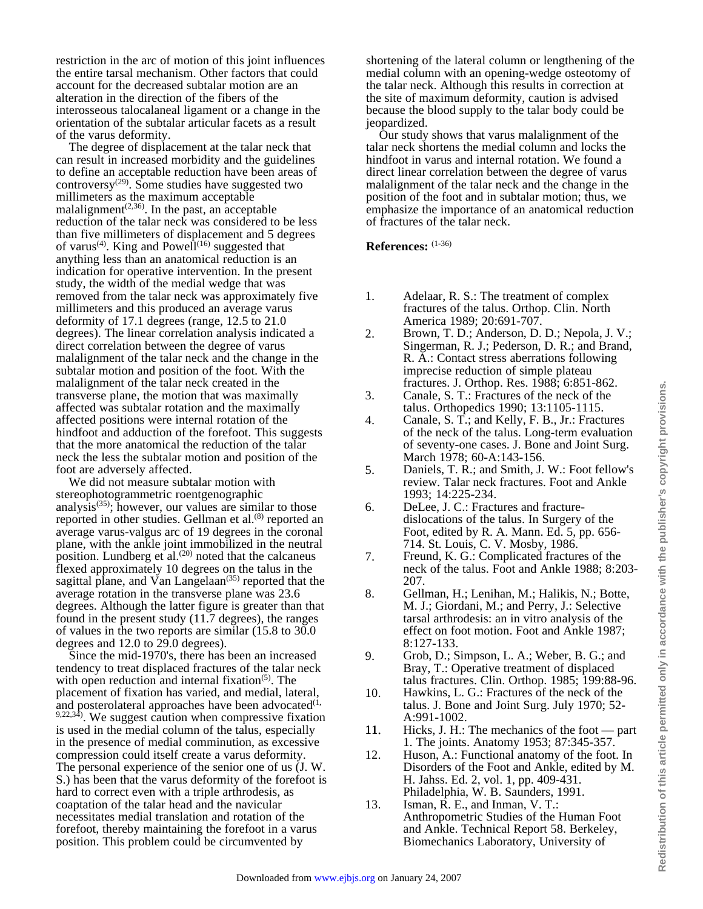restriction in the arc of motion of this joint influences the entire tarsal mechanism. Other factors that could account for the decreased subtalar motion are an alteration in the direction of the fibers of the interosseous talocalaneal ligament or a change in the orientation of the subtalar articular facets as a result of the varus deformity.

The degree of displacement at the talar neck that can result in increased morbidity and the guidelines to define an acceptable reduction have been areas of controversy[29]. Some studies have suggested two millimeters as the maximum acceptable malalignment[2,36]. In the past, an acceptable reduction of the talar neck was considered to be less than five millimeters of displacement and 5 degrees of varus[4]. King and Powell[16] suggested that anything less than an anatomical reduction is an indication for operative intervention. In the present study, the width of the medial wedge that was removed from the talar neck was approximately five millimeters and this produced an average varus deformity of 17.1 degrees (range, 12.5 to 21.0 degrees). The linear correlation analysis indicated a direct correlation between the degree of varus malalignment of the talar neck and the change in the subtalar motion and position of the foot. With the malalignment of the talar neck created in the transverse plane, the motion that was maximally affected was subtalar rotation and the maximally affected positions were internal rotation of the hindfoot and adduction of the forefoot. This suggests that the more anatomical the reduction of the talar neck the less the subtalar motion and position of the foot are adversely affected.

We did not measure subtalar motion with stereophotogrammetric roentgenographic analysis[35]; however, our values are similar to those reported in other studies. Gellman et al.[8] reported an average varus-valgus arc of 19 degrees in the coronal plane, with the ankle joint immobilized in the neutral position. Lundberg et al.[20] noted that the calcaneus flexed approximately 10 degrees on the talus in the sagittal plane, and Van Langelaan[35] reported that the average rotation in the transverse plane was 23.6 degrees. Although the latter figure is greater than that found in the present study (11.7 degrees), the ranges of values in the two reports are similar (15.8 to 30.0 degrees and 12.0 to 29.0 degrees).

Since the mid-1970's, there has been an increased tendency to treat displaced fractures of the talar neck with open reduction and internal fixation[5]. The placement of fixation has varied, and medial, lateral, and posterolateral approaches have been advocated[1,9,22,34]. We suggest caution when compressive fixation is used in the medial column of the talus, especially in the presence of medial comminution, as excessive compression could itself create a varus deformity. The personal experience of the senior one of us (J. W. S.) has been that the varus deformity of the forefoot is hard to correct even with a triple arthrodesis, as coaptation of the talar head and the navicular necessitates medial translation and rotation of the forefoot, thereby maintaining the forefoot in a varus position. This problem could be circumvented by shortening of the lateral column or lengthening of the medial column with an opening-wedge osteotomy of the talar neck. Although this results in correction at the site of maximum deformity, caution is advised because the blood supply to the talar body could be jeopardized.

Our study shows that varus malalignment of the talar neck shortens the medial column and locks the hindfoot in varus and internal rotation. We found a direct linear correlation between the degree of varus malalignment of the talar neck and the change in the position of the foot and in subtalar motion; thus, we emphasize the importance of an anatomical reduction of fractures of the talar neck.

**References:** [1-36]

1. Adelaar, R. S.: The treatment of complex fractures of the talus. Orthop. Clin. North America 1989; 20:691-707.
2. Brown, T. D.; Anderson, D. D.; Nepola, J. V.; Singerman, R. J.; Pederson, D. R.; and Brand, R. A.: Contact stress aberrations following imprecise reduction of simple plateau fractures. J. Orthop. Res. 1988; 6:851-862.
3. Canale, S. T.: Fractures of the neck of the talus. Orthopedics 1990; 13:1105-1115.
4. Canale, S. T.; and Kelly, F. B., Jr.: Fractures of the neck of the talus. Long-term evaluation of seventy-one cases. J. Bone and Joint Surg. March 1978; 60-A:143-156.
5. Daniels, T. R.; and Smith, J. W.: Foot fellow's review. Talar neck fractures. Foot and Ankle 1993; 14:225-234.
6. DeLee, J. C.: Fractures and fracture-dislocations of the talus. In Surgery of the Foot, edited by R. A. Mann. Ed. 5, pp. 656-714. St. Louis, C. V. Mosby, 1986.
7. Freund, K. G.: Complicated fractures of the neck of the talus. Foot and Ankle 1988; 8:203-207.
8. Gellman, H.; Lenihan, M.; Halikis, N.; Botte, M. J.; Giordani, M.; and Perry, J.: Selective tarsal arthrodesis: an in vitro analysis of the effect on foot motion. Foot and Ankle 1987; 8:127-133.
9. Grob, D.; Simpson, L. A.; Weber, B. G.; and Bray, T.: Operative treatment of displaced talus fractures. Clin. Orthop. 1985; 199:88-96.
10. Hawkins, L. G.: Fractures of the neck of the talus. J. Bone and Joint Surg. July 1970; 52-A:991-1002.
11. Hicks, J. H.: The mechanics of the foot — part 1. The joints. Anatomy 1953; 87:345-357.
12. Huson, A.: Functional anatomy of the foot. In Disorders of the Foot and Ankle, edited by M. H. Jahss. Ed. 2, vol. 1, pp. 409-431. Philadelphia, W. B. Saunders, 1991.
13. Isman, R. E., and Inman, V. T.: Anthropometric Studies of the Human Foot and Ankle. Technical Report 58. Berkeley, Biomechanics Laboratory, University of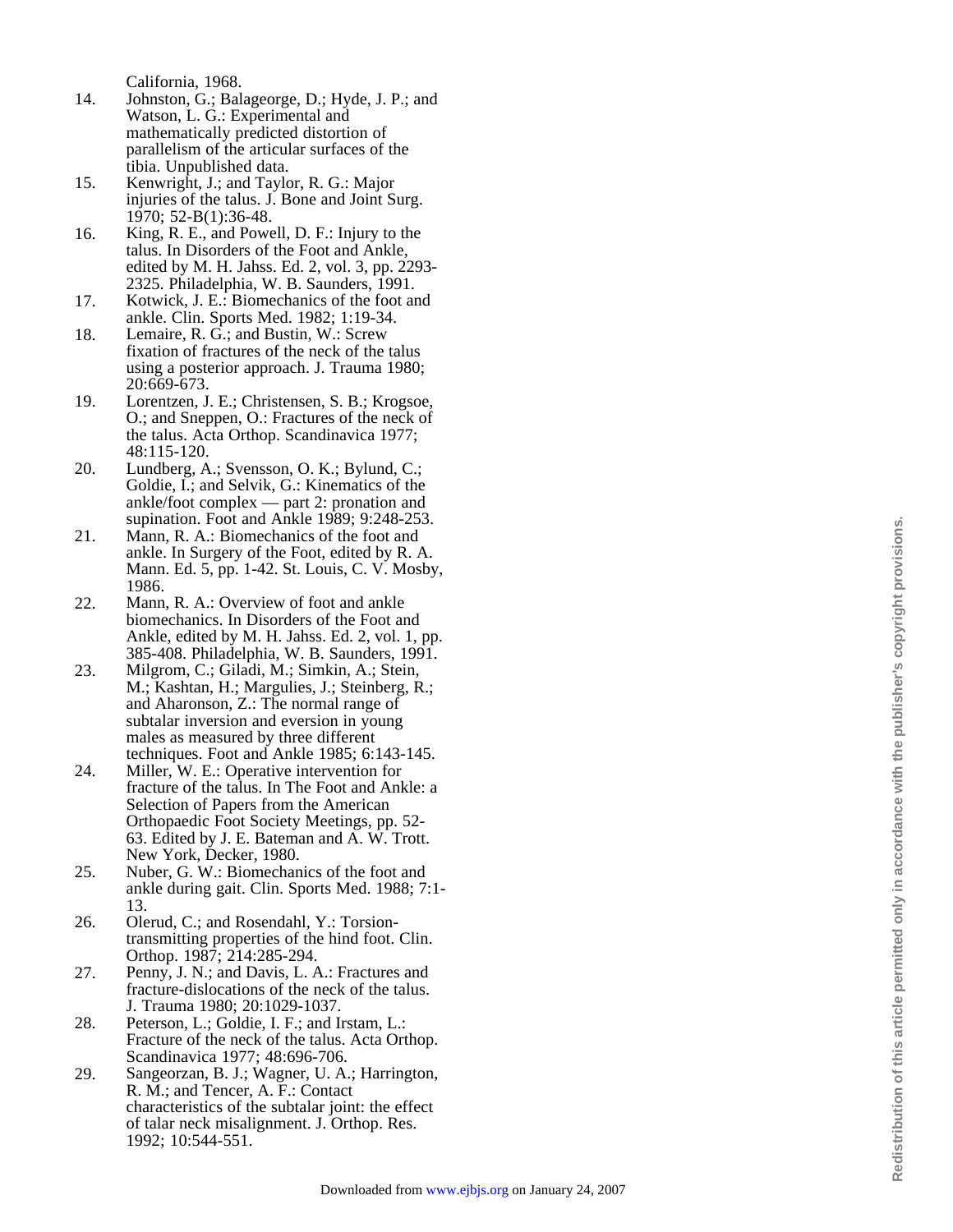California, 1968.

14. Johnston, G.; Balageorge, D.; Hyde, J. P.; and Watson, L. G.: Experimental and mathematically predicted distortion of parallelism of the articular surfaces of the tibia. Unpublished data.
15. Kenwright, J.; and Taylor, R. G.: Major injuries of the talus. J. Bone and Joint Surg. 1970; 52-B(1):36-48.
16. King, R. E., and Powell, D. F.: Injury to the talus. In Disorders of the Foot and Ankle, edited by M. H. Jahss. Ed. 2, vol. 3, pp. 2293-2325. Philadelphia, W. B. Saunders, 1991.
17. Kotwick, J. E.: Biomechanics of the foot and ankle. Clin. Sports Med. 1982; 1:19-34.
18. Lemaire, R. G.; and Bustin, W.: Screw fixation of fractures of the neck of the talus using a posterior approach. J. Trauma 1980; 20:669-673.
19. Lorentzen, J. E.; Christensen, S. B.; Krogsoe, O.; and Sneppen, O.: Fractures of the neck of the talus. Acta Orthop. Scandinavica 1977; 48:115-120.
20. Lundberg, A.; Svensson, O. K.; Bylund, C.; Goldie, I.; and Selvik, G.: Kinematics of the ankle/foot complex — part 2: pronation and supination. Foot and Ankle 1989; 9:248-253.
21. Mann, R. A.: Biomechanics of the foot and ankle. In Surgery of the Foot, edited by R. A. Mann. Ed. 5, pp. 1-42. St. Louis, C. V. Mosby, 1986.
22. Mann, R. A.: Overview of foot and ankle biomechanics. In Disorders of the Foot and Ankle, edited by M. H. Jahss. Ed. 2, vol. 1, pp. 385-408. Philadelphia, W. B. Saunders, 1991.
23. Milgrom, C.; Giladi, M.; Simkin, A.; Stein, M.; Kashtan, H.; Margulies, J.; Steinberg, R.; and Aharonson, Z.: The normal range of subtalar inversion and eversion in young males as measured by three different techniques. Foot and Ankle 1985; 6:143-145.
24. Miller, W. E.: Operative intervention for fracture of the talus. In The Foot and Ankle: a Selection of Papers from the American Orthopaedic Foot Society Meetings, pp. 52-63. Edited by J. E. Bateman and A. W. Trott. New York, Decker, 1980.
25. Nuber, G. W.: Biomechanics of the foot and ankle during gait. Clin. Sports Med. 1988; 7:1-13.
26. Olerud, C.; and Rosendahl, Y.: Torsion-transmitting properties of the hind foot. Clin. Orthop. 1987; 214:285-294.
27. Penny, J. N.; and Davis, L. A.: Fractures and fracture-dislocations of the neck of the talus. J. Trauma 1980; 20:1029-1037.
28. Peterson, L.; Goldie, I. F.; and Irstam, L.: Fracture of the neck of the talus. Acta Orthop. Scandinavica 1977; 48:696-706.
29. Sangeorzan, B. J.; Wagner, U. A.; Harrington, R. M.; and Tencer, A. F.: Contact characteristics of the subtalar joint: the effect of talar neck misalignment. J. Orthop. Res. 1992; 10:544-551.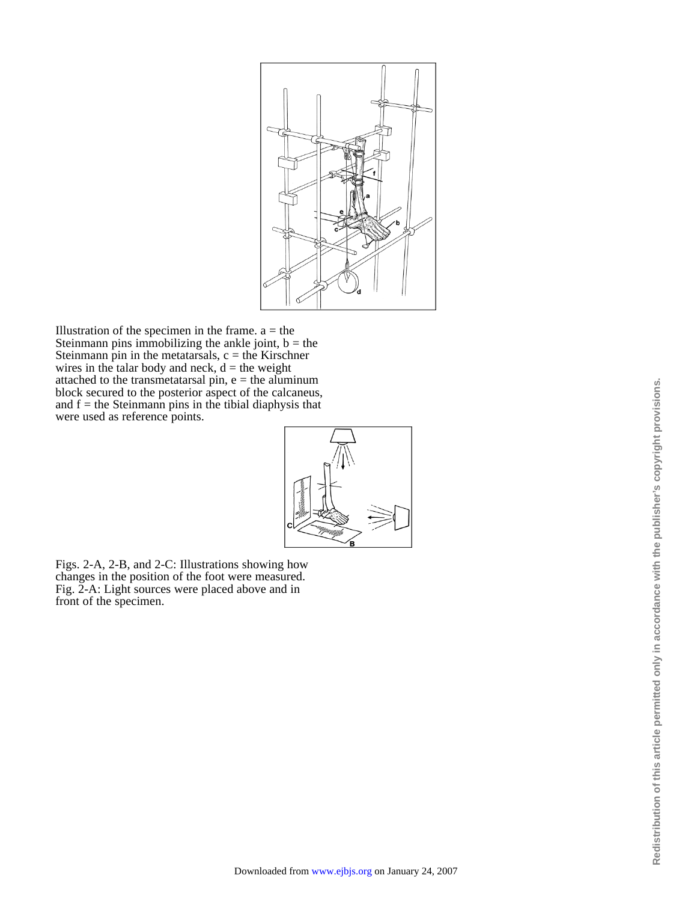Illustration of the specimen in the frame. a = the Steinmann pins immobilizing the ankle joint, b = the Steinmann pin in the metatarsals, c = the Kirschner wires in the talar body and neck, d = the weight attached to the transmetatarsal pin, e = the aluminum block secured to the posterior aspect of the calcaneus, and f = the Steinmann pins in the tibial diaphysis that were used as reference points.

Figs. 2-A, 2-B, and 2-C: Illustrations showing how changes in the position of the foot were measured. Fig. 2-A: Light sources were placed above and in front of the specimen.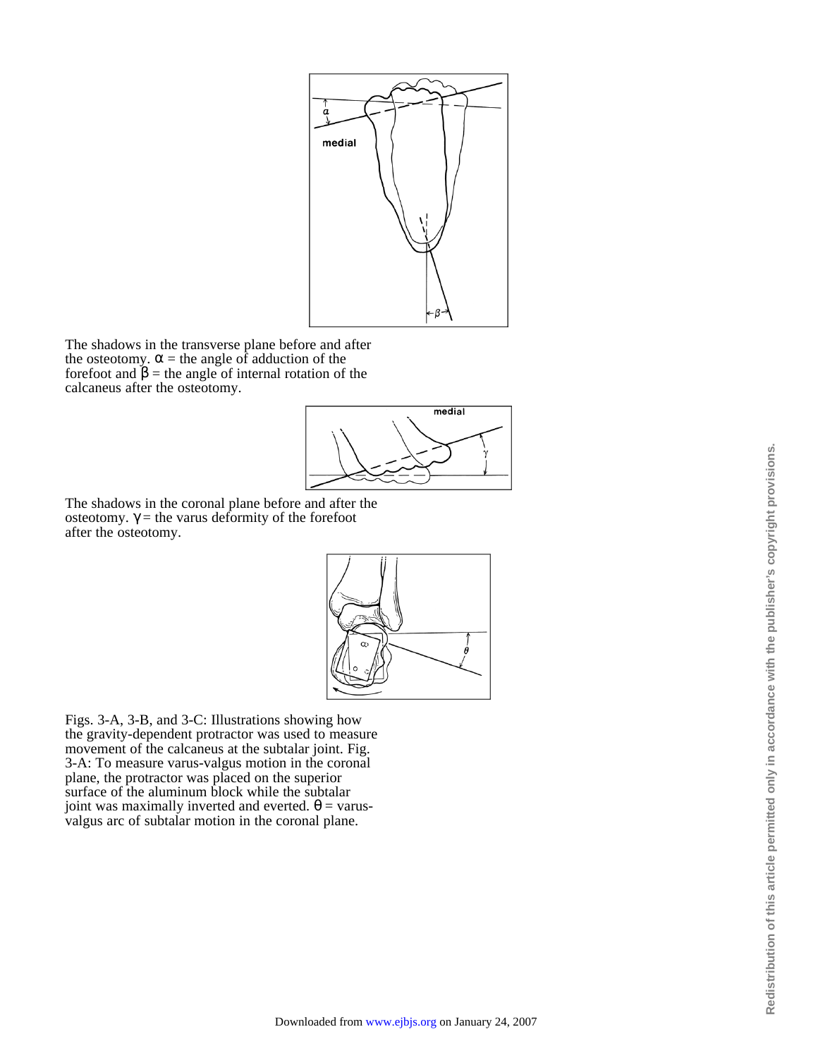The shadows in the transverse plane before and after the osteotomy. $\alpha$ = the angle of adduction of the forefoot and $\beta$ = the angle of internal rotation of the calcaneus after the osteotomy.

The shadows in the coronal plane before and after the osteotomy. $\gamma$ = the varus deformity of the forefoot after the osteotomy.

Figs. 3-A, 3-B, and 3-C: Illustrations showing how the gravity-dependent protractor was used to measure movement of the calcaneus at the subtalar joint. Fig. 3-A: To measure varus-valgus motion in the coronal plane, the protractor was placed on the superior surface of the aluminum block while the subtalar joint was maximally inverted and everted. $\theta$ = varus-valgus arc of subtalar motion in the coronal plane.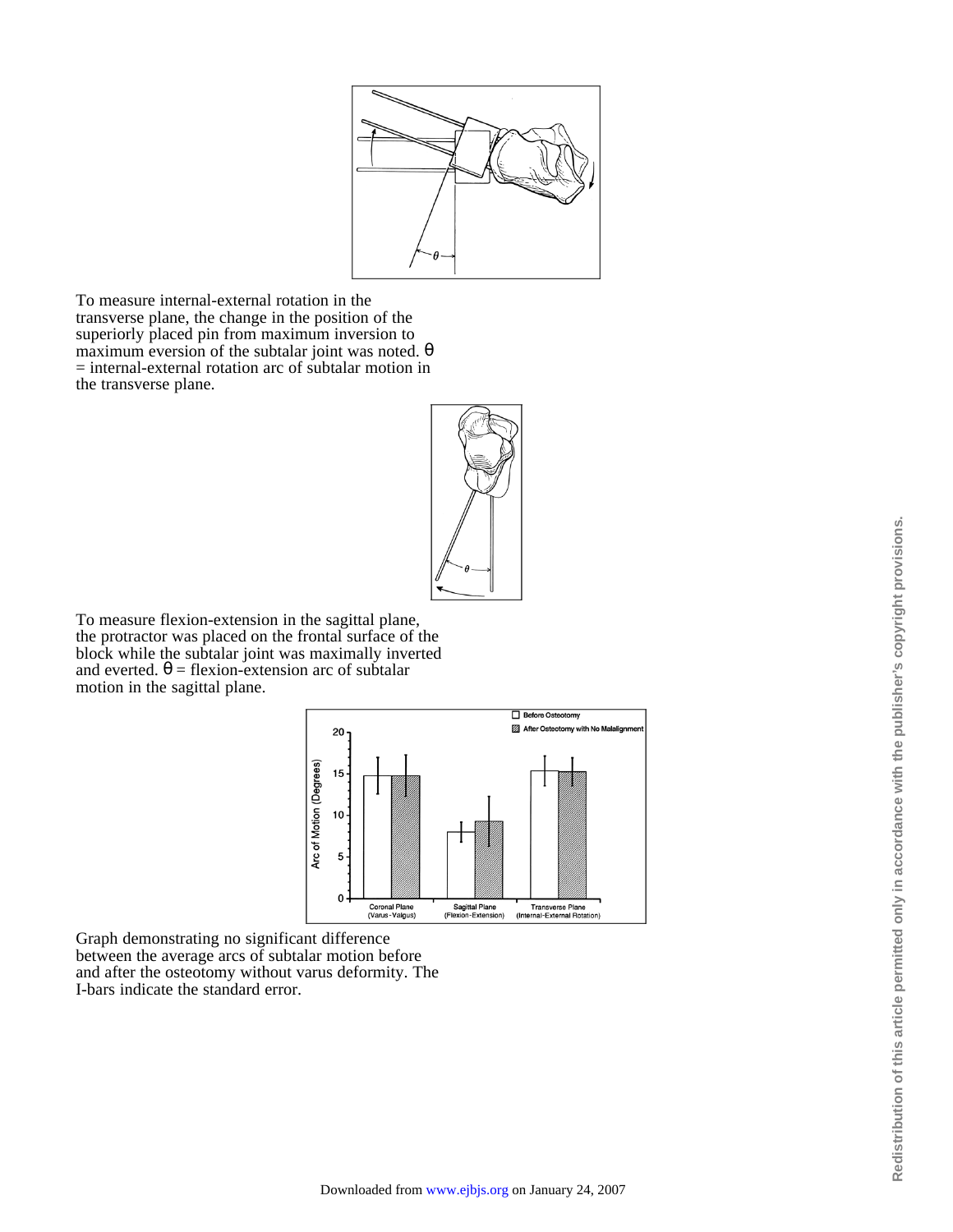To measure internal-external rotation in the transverse plane, the change in the position of the superiorly placed pin from maximum inversion to maximum eversion of the subtalar joint was noted. $\theta$ = internal-external rotation arc of subtalar motion in the transverse plane.

To measure flexion-extension in the sagittal plane, the protractor was placed on the frontal surface of the block while the subtalar joint was maximally inverted and everted. $\theta$ = flexion-extension arc of subtalar motion in the sagittal plane.

Graph demonstrating no significant difference between the average arcs of subtalar motion before and after the osteotomy without varus deformity. The I-bars indicate the standard error.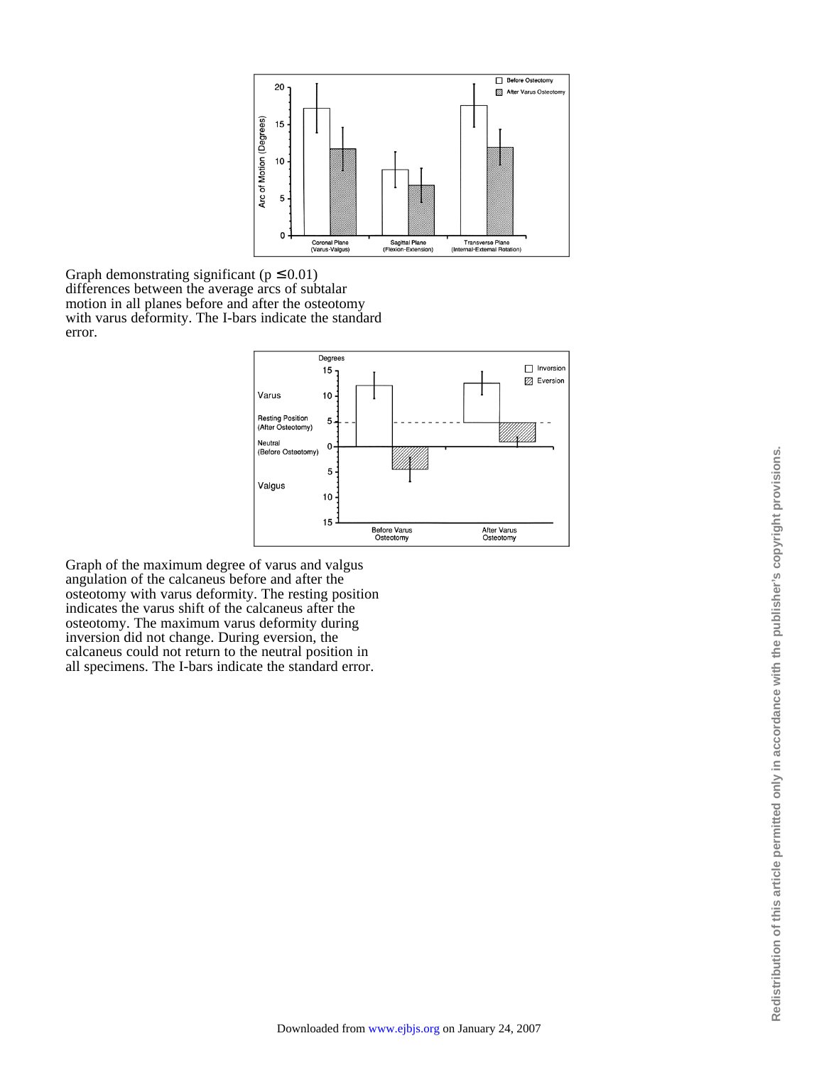Graph demonstrating significant ($p \leq 0.01$) differences between the average arcs of subtalar motion in all planes before and after the osteotomy with varus deformity. The I-bars indicate the standard error.

Graph of the maximum degree of varus and valgus angulation of the calcaneus before and after the osteotomy with varus deformity. The resting position indicates the varus shift of the calcaneus after the osteotomy. The maximum varus deformity during inversion did not change. During eversion, the calcaneus could not return to the neutral position in all specimens. The I-bars indicate the standard error.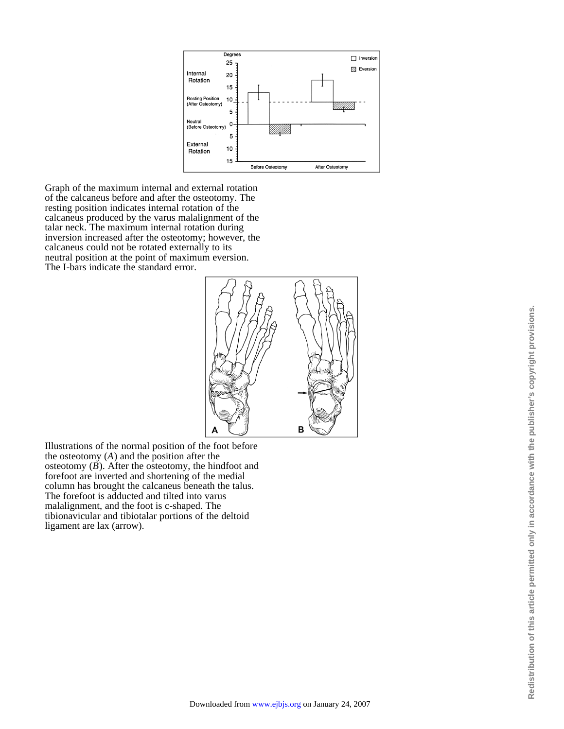Graph of the maximum internal and external rotation of the calcaneus before and after the osteotomy. The resting position indicates internal rotation of the calcaneus produced by the varus malalignment of the talar neck. The maximum internal rotation during inversion increased after the osteotomy; however, the calcaneus could not be rotated externally to its neutral position at the point of maximum eversion. The I-bars indicate the standard error.

Illustrations of the normal position of the foot before the osteotomy (*A*) and the position after the osteotomy (*B*). After the osteotomy, the hindfoot and forefoot are inverted and shortening of the medial column has brought the calcaneus beneath the talus. The forefoot is adducted and tilted into varus malalignment, and the foot is c-shaped. The tibionavicular and tibiotalar portions of the deltoid ligament are lax (arrow).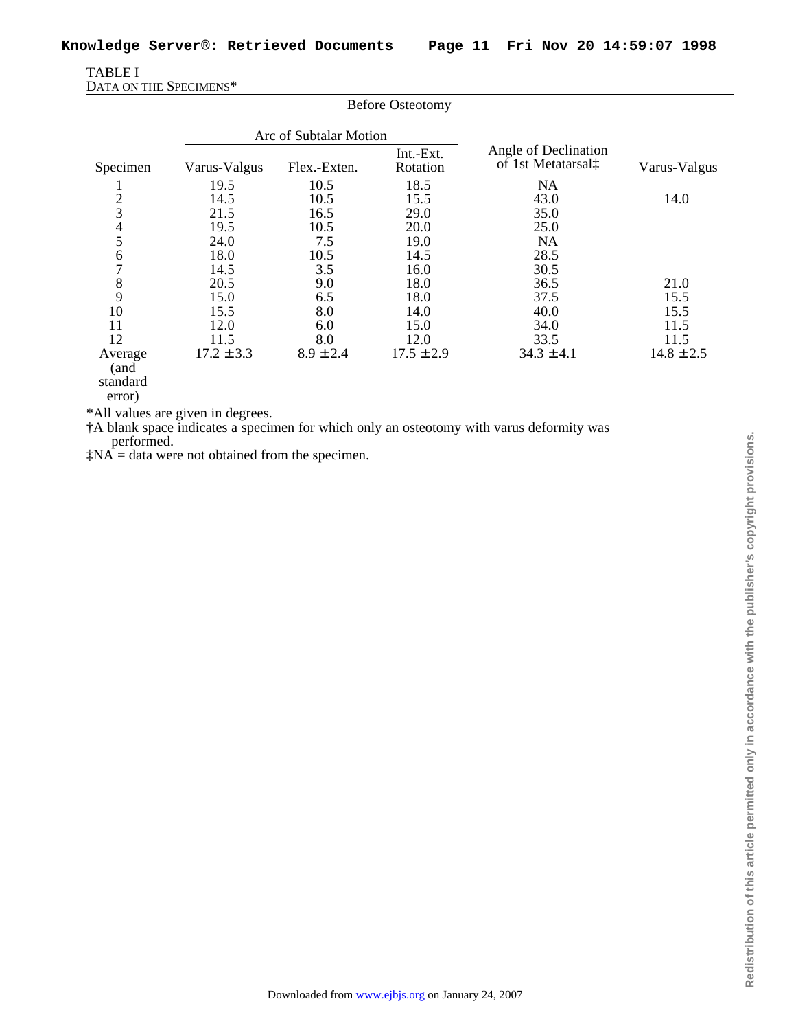TABLE I
DATA ON THE SPECIMENS*

| Specimen | Before Osteotomy | | | | |
|---|---|---|---|---|---|
| | Arc of Subtalar Motion | | | | |
| | Varus-Valgus | Flex.-Exten. | Int.-Ext. Rotation | Angle of Declination of 1st Metatarsal‡ | Varus-Valgus |
| 1 | 19.5 | 10.5 | 18.5 | NA | |
| 2 | 14.5 | 10.5 | 15.5 | 43.0 | 14.0 |
| 3 | 21.5 | 16.5 | 29.0 | 35.0 | |
| 4 | 19.5 | 10.5 | 20.0 | 25.0 | |
| 5 | 24.0 | 7.5 | 19.0 | NA | |
| 6 | 18.0 | 10.5 | 14.5 | 28.5 | |
| 7 | 14.5 | 3.5 | 16.0 | 30.5 | |
| 8 | 20.5 | 9.0 | 18.0 | 36.5 | 21.0 |
| 9 | 15.0 | 6.5 | 18.0 | 37.5 | 15.5 |
| 10 | 15.5 | 8.0 | 14.0 | 40.0 | 15.5 |
| 11 | 12.0 | 6.0 | 15.0 | 34.0 | 11.5 |
| 12 | 11.5 | 8.0 | 12.0 | 33.5 | 11.5 |
| Average (and standard error) | 17.2 ± 3.3 | 8.9 ± 2.4 | 17.5 ± 2.9 | 34.3 ± 4.1 | 14.8 ± 2.5 |

*All values are given in degrees.
†A blank space indicates a specimen for which only an osteotomy with varus deformity was performed.
‡NA = data were not obtained from the specimen.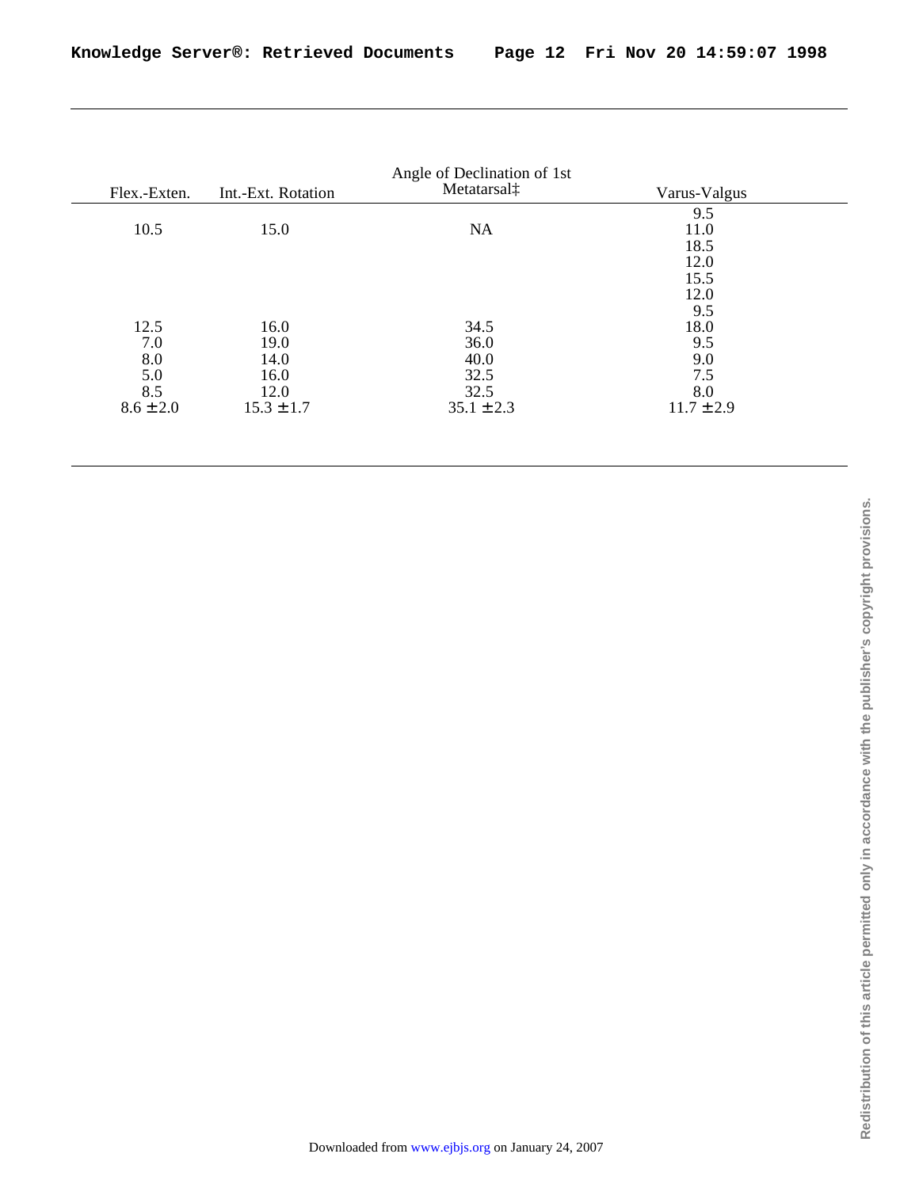| Flex.-Exten. | Int.-Ext. Rotation | Angle of Declination of 1st Metatarsal‡ | Varus-Valgus |
|---|---|---|---|
| | | | 9.5 |
| 10.5 | 15.0 | NA | 11.0 |
| | | | 18.5 |
| | | | 12.0 |
| | | | 15.5 |
| | | | 12.0 |
| | | | 9.5 |
| 12.5 | 16.0 | 34.5 | 18.0 |
| 7.0 | 19.0 | 36.0 | 9.5 |
| 8.0 | 14.0 | 40.0 | 9.0 |
| 5.0 | 16.0 | 32.5 | 7.5 |
| 8.5 | 12.0 | 32.5 | 8.0 |
| 8.6 ± 2.0 | 15.3 ± 1.7 | 35.1 ± 2.3 | 11.7 ± 2.9 |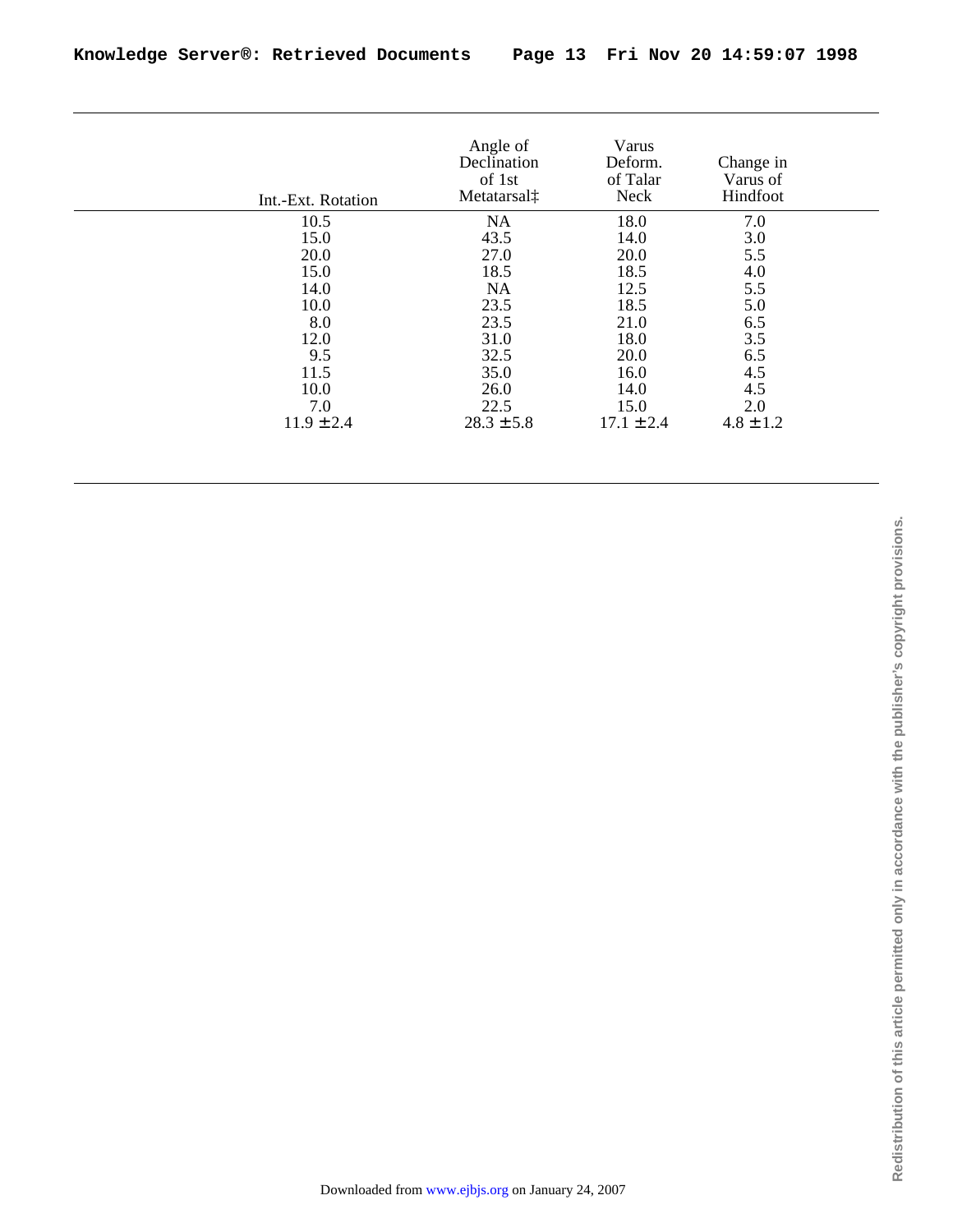| Int.-Ext. Rotation | Angle of Declination of 1st Metatarsal‡ | Varus Deform. of Talar Neck | Change in Varus of Hindfoot |
|---|---|---|---|
| 10.5 | NA | 18.0 | 7.0 |
| 15.0 | 43.5 | 14.0 | 3.0 |
| 20.0 | 27.0 | 20.0 | 5.5 |
| 15.0 | 18.5 | 18.5 | 4.0 |
| 14.0 | NA | 12.5 | 5.5 |
| 10.0 | 23.5 | 18.5 | 5.0 |
| 8.0 | 23.5 | 21.0 | 6.5 |
| 12.0 | 31.0 | 18.0 | 3.5 |
| 9.5 | 32.5 | 20.0 | 6.5 |
| 11.5 | 35.0 | 16.0 | 4.5 |
| 10.0 | 26.0 | 14.0 | 4.5 |
| 7.0 | 22.5 | 15.0 | 2.0 |
| 11.9 ± 2.4 | 28.3 ± 5.8 | 17.1 ± 2.4 | 4.8 ± 1.2 |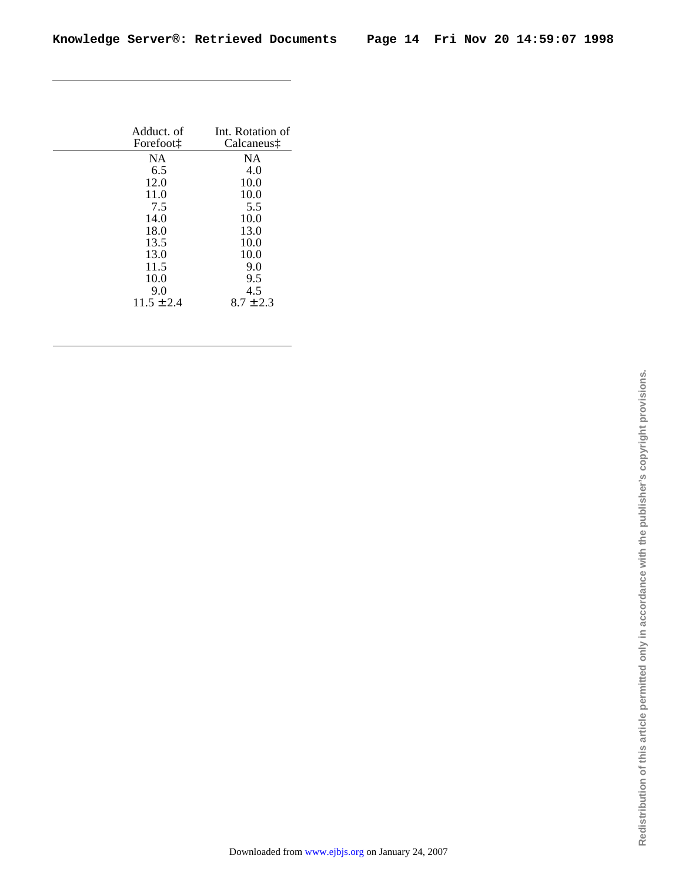| Adduct. of Forefoot‡ | Int. Rotation of Calcaneus‡ |
|---|---|
| NA | NA |
| 6.5 | 4.0 |
| 12.0 | 10.0 |
| 11.0 | 10.0 |
| 7.5 | 5.5 |
| 14.0 | 10.0 |
| 18.0 | 13.0 |
| 13.5 | 10.0 |
| 13.0 | 10.0 |
| 11.5 | 9.0 |
| 10.0 | 9.5 |
| 9.0 | 4.5 |
| 11.5 ± 2.4 | 8.7 ± 2.3 |